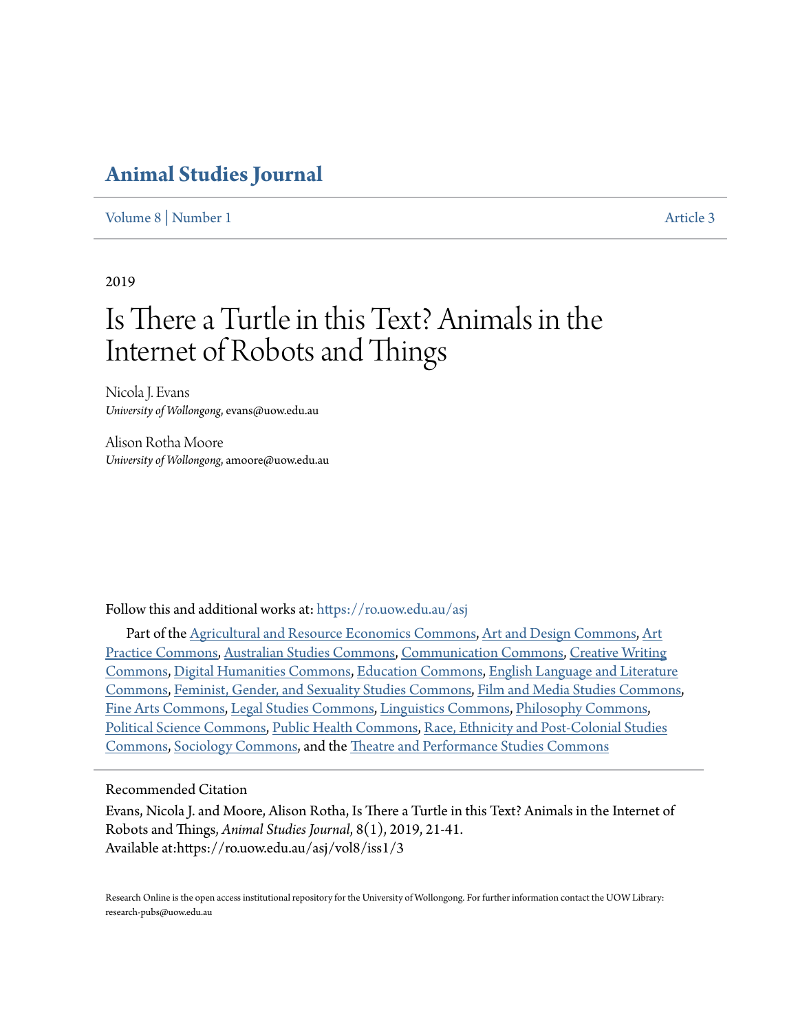# Animal Studies Journal

Volume 8 | Number 1 Article 3

2019

# Is There a Turtle in this Text? Animals in the Internet of Robots and Things

Nicola J. Evans
*University of Wollongong*, evans@uow.edu.au

Alison Rotha Moore
*University of Wollongong*, amoore@uow.edu.au

Follow this and additional works at: https://ro.uow.edu.au/asj

Part of the Agricultural and Resource Economics Commons, Art and Design Commons, Art Practice Commons, Australian Studies Commons, Communication Commons, Creative Writing Commons, Digital Humanities Commons, Education Commons, English Language and Literature Commons, Feminist, Gender, and Sexuality Studies Commons, Film and Media Studies Commons, Fine Arts Commons, Legal Studies Commons, Linguistics Commons, Philosophy Commons, Political Science Commons, Public Health Commons, Race, Ethnicity and Post-Colonial Studies Commons, Sociology Commons, and the Theatre and Performance Studies Commons

## Recommended Citation

Evans, Nicola J. and Moore, Alison Rotha, Is There a Turtle in this Text? Animals in the Internet of Robots and Things, *Animal Studies Journal*, 8(1), 2019, 21-41.
Available at:https://ro.uow.edu.au/asj/vol8/iss1/3

Research Online is the open access institutional repository for the University of Wollongong. For further information contact the UOW Library: research-pubs@uow.edu.au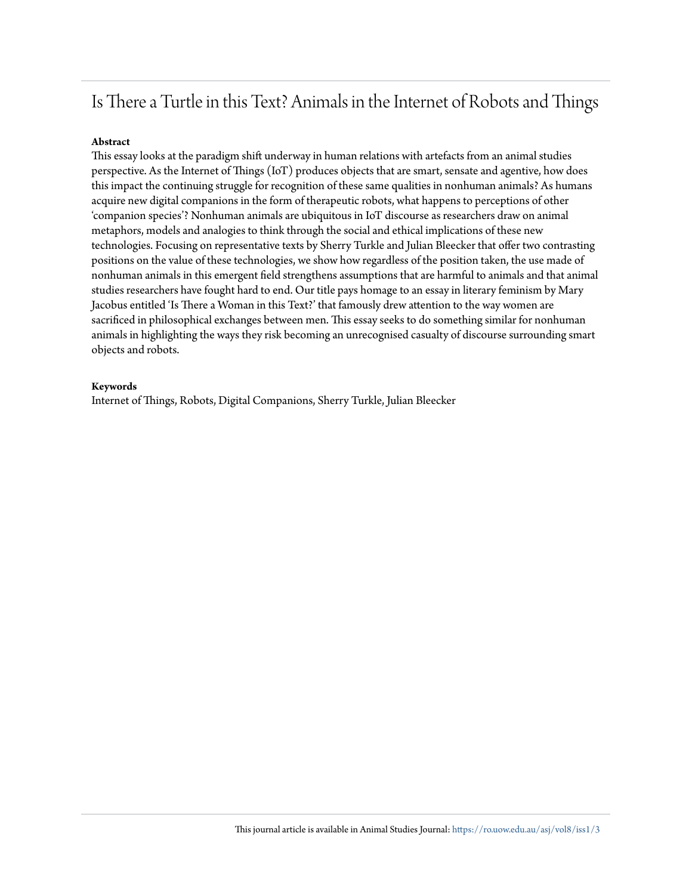# Is There a Turtle in this Text? Animals in the Internet of Robots and Things

**Abstract**

This essay looks at the paradigm shift underway in human relations with artefacts from an animal studies perspective. As the Internet of Things (IoT) produces objects that are smart, sensate and agentive, how does this impact the continuing struggle for recognition of these same qualities in nonhuman animals? As humans acquire new digital companions in the form of therapeutic robots, what happens to perceptions of other 'companion species'? Nonhuman animals are ubiquitous in IoT discourse as researchers draw on animal metaphors, models and analogies to think through the social and ethical implications of these new technologies. Focusing on representative texts by Sherry Turkle and Julian Bleecker that offer two contrasting positions on the value of these technologies, we show how regardless of the position taken, the use made of nonhuman animals in this emergent field strengthens assumptions that are harmful to animals and that animal studies researchers have fought hard to end. Our title pays homage to an essay in literary feminism by Mary Jacobus entitled 'Is There a Woman in this Text?' that famously drew attention to the way women are sacrificed in philosophical exchanges between men. This essay seeks to do something similar for nonhuman animals in highlighting the ways they risk becoming an unrecognised casualty of discourse surrounding smart objects and robots.

**Keywords**

Internet of Things, Robots, Digital Companions, Sherry Turkle, Julian Bleecker

This journal article is available in Animal Studies Journal: https://ro.uow.edu.au/asj/vol8/iss1/3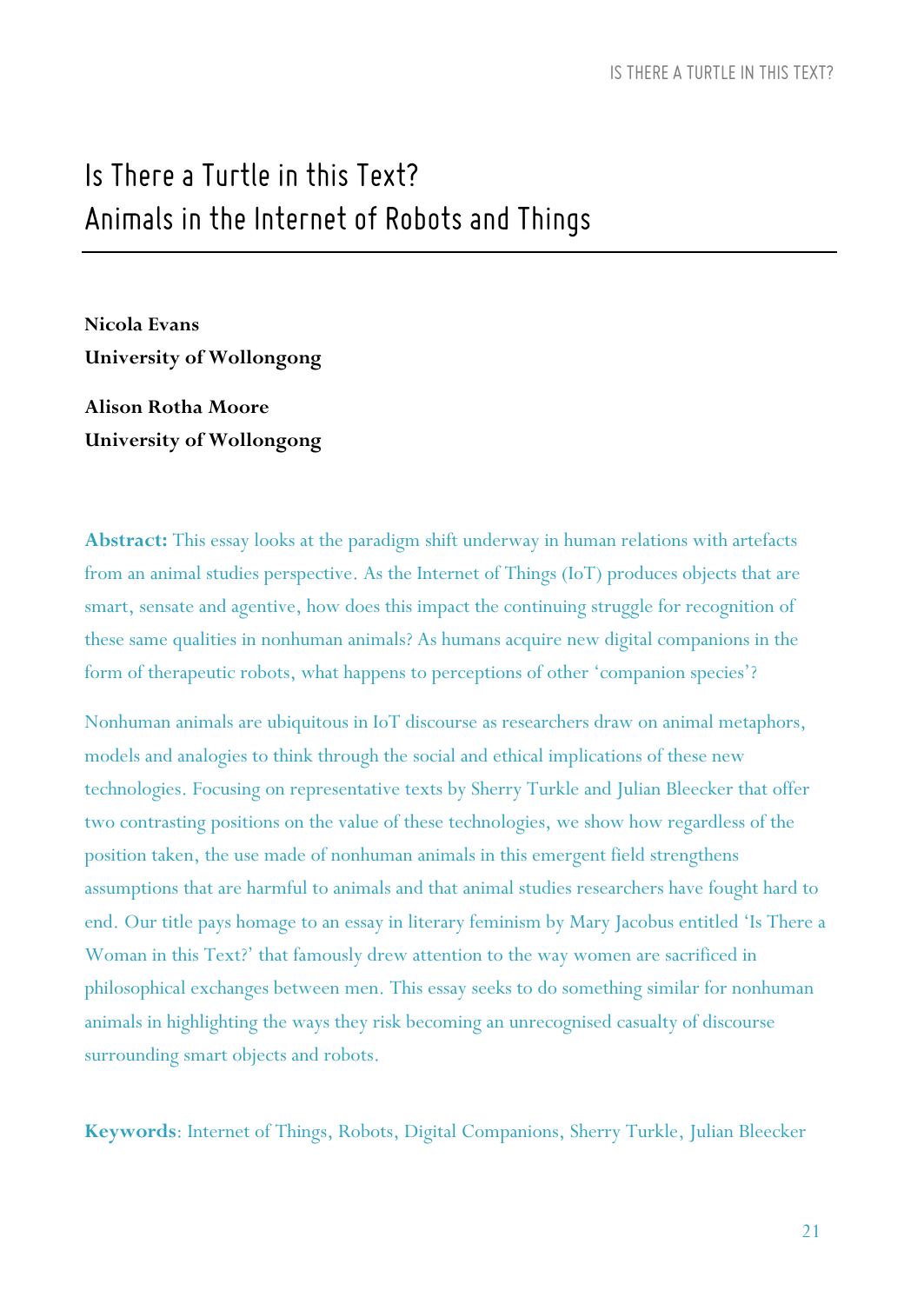# Is There a Turtle in this Text? Animals in the Internet of Robots and Things

**Nicola Evans**
**University of Wollongong**

**Alison Rotha Moore**
**University of Wollongong**

**Abstract:** This essay looks at the paradigm shift underway in human relations with artefacts from an animal studies perspective. As the Internet of Things (IoT) produces objects that are smart, sensate and agentive, how does this impact the continuing struggle for recognition of these same qualities in nonhuman animals? As humans acquire new digital companions in the form of therapeutic robots, what happens to perceptions of other 'companion species'?

Nonhuman animals are ubiquitous in IoT discourse as researchers draw on animal metaphors, models and analogies to think through the social and ethical implications of these new technologies. Focusing on representative texts by Sherry Turkle and Julian Bleecker that offer two contrasting positions on the value of these technologies, we show how regardless of the position taken, the use made of nonhuman animals in this emergent field strengthens assumptions that are harmful to animals and that animal studies researchers have fought hard to end. Our title pays homage to an essay in literary feminism by Mary Jacobus entitled 'Is There a Woman in this Text?' that famously drew attention to the way women are sacrificed in philosophical exchanges between men. This essay seeks to do something similar for nonhuman animals in highlighting the ways they risk becoming an unrecognised casualty of discourse surrounding smart objects and robots.

**Keywords**: Internet of Things, Robots, Digital Companions, Sherry Turkle, Julian Bleecker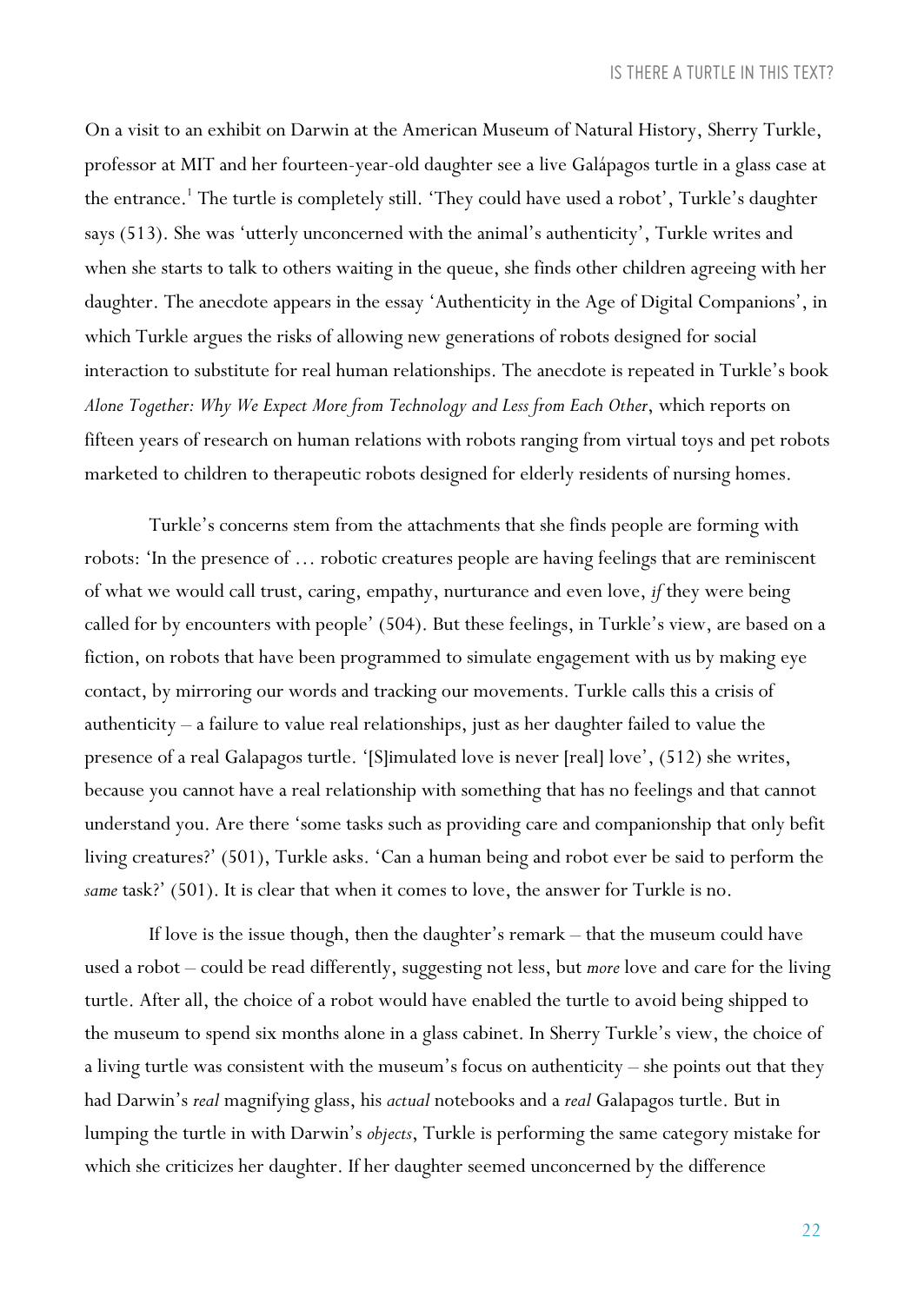On a visit to an exhibit on Darwin at the American Museum of Natural History, Sherry Turkle, professor at MIT and her fourteen-year-old daughter see a live Galápagos turtle in a glass case at the entrance.[1] The turtle is completely still. 'They could have used a robot', Turkle's daughter says (513). She was 'utterly unconcerned with the animal's authenticity', Turkle writes and when she starts to talk to others waiting in the queue, she finds other children agreeing with her daughter. The anecdote appears in the essay 'Authenticity in the Age of Digital Companions', in which Turkle argues the risks of allowing new generations of robots designed for social interaction to substitute for real human relationships. The anecdote is repeated in Turkle's book *Alone Together: Why We Expect More from Technology and Less from Each Other*, which reports on fifteen years of research on human relations with robots ranging from virtual toys and pet robots marketed to children to therapeutic robots designed for elderly residents of nursing homes.

Turkle's concerns stem from the attachments that she finds people are forming with robots: 'In the presence of … robotic creatures people are having feelings that are reminiscent of what we would call trust, caring, empathy, nurturance and even love, *if* they were being called for by encounters with people' (504). But these feelings, in Turkle's view, are based on a fiction, on robots that have been programmed to simulate engagement with us by making eye contact, by mirroring our words and tracking our movements. Turkle calls this a crisis of authenticity – a failure to value real relationships, just as her daughter failed to value the presence of a real Galapagos turtle. '[S]imulated love is never [real] love', (512) she writes, because you cannot have a real relationship with something that has no feelings and that cannot understand you. Are there 'some tasks such as providing care and companionship that only befit living creatures?' (501), Turkle asks. 'Can a human being and robot ever be said to perform the *same* task?' (501). It is clear that when it comes to love, the answer for Turkle is no.

If love is the issue though, then the daughter's remark – that the museum could have used a robot – could be read differently, suggesting not less, but *more* love and care for the living turtle. After all, the choice of a robot would have enabled the turtle to avoid being shipped to the museum to spend six months alone in a glass cabinet. In Sherry Turkle's view, the choice of a living turtle was consistent with the museum's focus on authenticity – she points out that they had Darwin's *real* magnifying glass, his *actual* notebooks and a *real* Galapagos turtle. But in lumping the turtle in with Darwin's *objects*, Turkle is performing the same category mistake for which she criticizes her daughter. If her daughter seemed unconcerned by the difference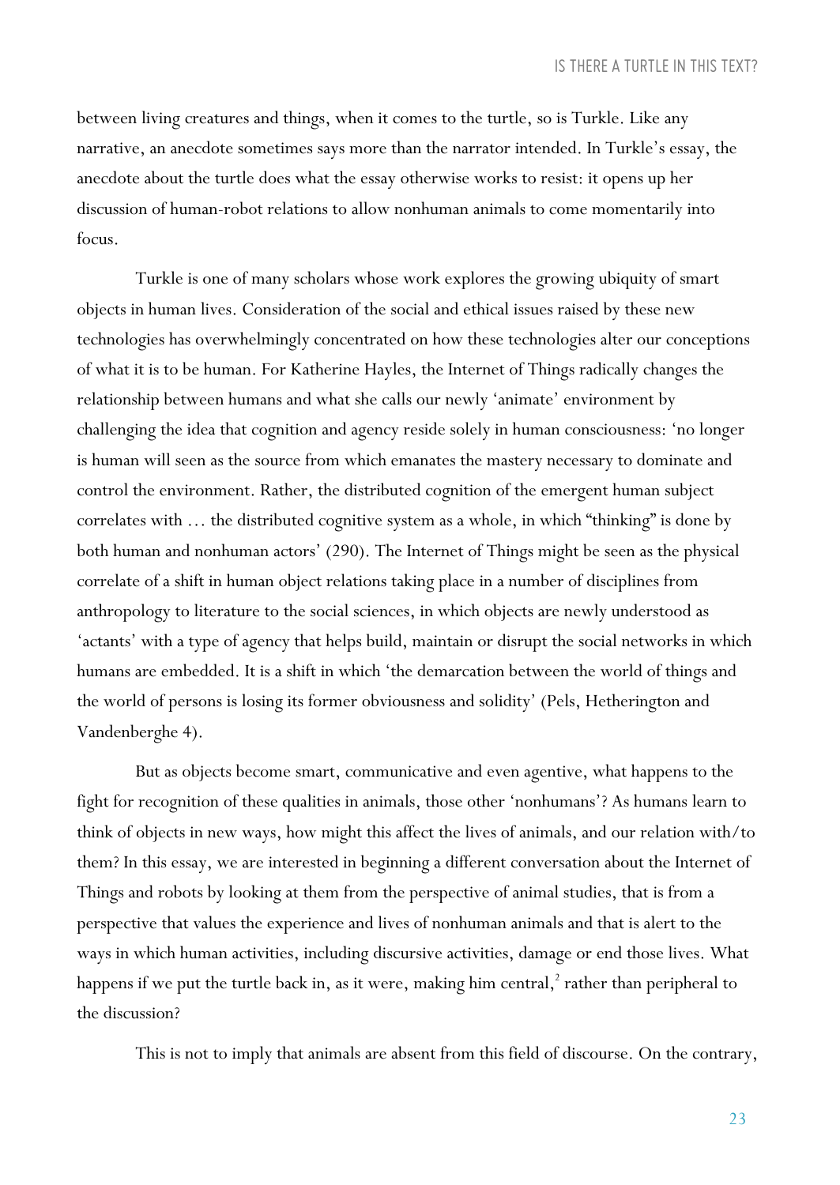between living creatures and things, when it comes to the turtle, so is Turkle. Like any narrative, an anecdote sometimes says more than the narrator intended. In Turkle's essay, the anecdote about the turtle does what the essay otherwise works to resist: it opens up her discussion of human-robot relations to allow nonhuman animals to come momentarily into focus.

Turkle is one of many scholars whose work explores the growing ubiquity of smart objects in human lives. Consideration of the social and ethical issues raised by these new technologies has overwhelmingly concentrated on how these technologies alter our conceptions of what it is to be human. For Katherine Hayles, the Internet of Things radically changes the relationship between humans and what she calls our newly 'animate' environment by challenging the idea that cognition and agency reside solely in human consciousness: 'no longer is human will seen as the source from which emanates the mastery necessary to dominate and control the environment. Rather, the distributed cognition of the emergent human subject correlates with … the distributed cognitive system as a whole, in which "thinking" is done by both human and nonhuman actors' (290). The Internet of Things might be seen as the physical correlate of a shift in human object relations taking place in a number of disciplines from anthropology to literature to the social sciences, in which objects are newly understood as 'actants' with a type of agency that helps build, maintain or disrupt the social networks in which humans are embedded. It is a shift in which 'the demarcation between the world of things and the world of persons is losing its former obviousness and solidity' (Pels, Hetherington and Vandenberghe 4).

But as objects become smart, communicative and even agentive, what happens to the fight for recognition of these qualities in animals, those other 'nonhumans'? As humans learn to think of objects in new ways, how might this affect the lives of animals, and our relation with/to them? In this essay, we are interested in beginning a different conversation about the Internet of Things and robots by looking at them from the perspective of animal studies, that is from a perspective that values the experience and lives of nonhuman animals and that is alert to the ways in which human activities, including discursive activities, damage or end those lives. What happens if we put the turtle back in, as it were, making him central,[2] rather than peripheral to the discussion?

This is not to imply that animals are absent from this field of discourse. On the contrary,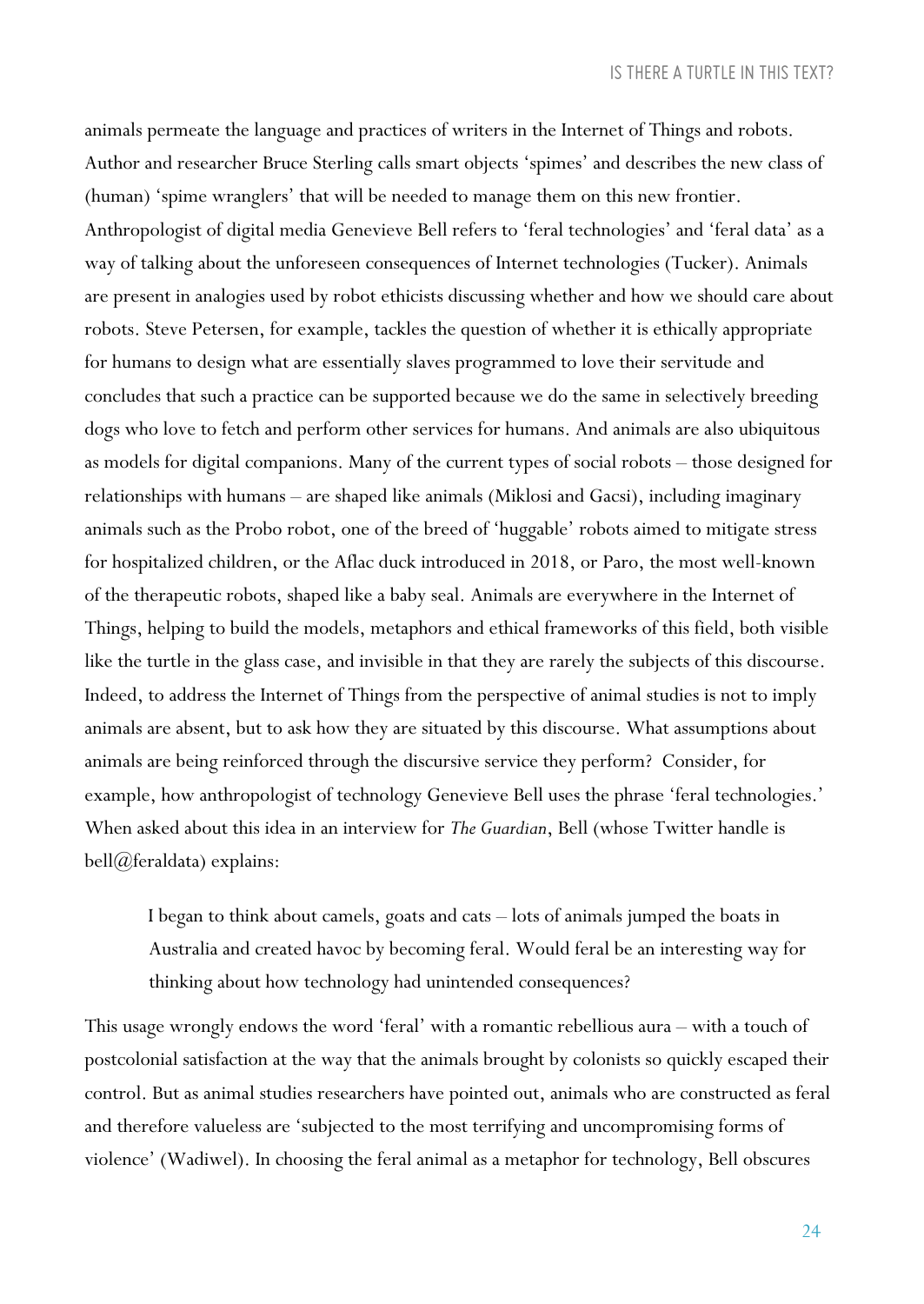animals permeate the language and practices of writers in the Internet of Things and robots. Author and researcher Bruce Sterling calls smart objects 'spimes' and describes the new class of (human) 'spime wranglers' that will be needed to manage them on this new frontier. Anthropologist of digital media Genevieve Bell refers to 'feral technologies' and 'feral data' as a way of talking about the unforeseen consequences of Internet technologies (Tucker). Animals are present in analogies used by robot ethicists discussing whether and how we should care about robots. Steve Petersen, for example, tackles the question of whether it is ethically appropriate for humans to design what are essentially slaves programmed to love their servitude and concludes that such a practice can be supported because we do the same in selectively breeding dogs who love to fetch and perform other services for humans. And animals are also ubiquitous as models for digital companions. Many of the current types of social robots – those designed for relationships with humans – are shaped like animals (Miklosi and Gacsi), including imaginary animals such as the Probo robot, one of the breed of 'huggable' robots aimed to mitigate stress for hospitalized children, or the Aflac duck introduced in 2018, or Paro, the most well-known of the therapeutic robots, shaped like a baby seal. Animals are everywhere in the Internet of Things, helping to build the models, metaphors and ethical frameworks of this field, both visible like the turtle in the glass case, and invisible in that they are rarely the subjects of this discourse. Indeed, to address the Internet of Things from the perspective of animal studies is not to imply animals are absent, but to ask how they are situated by this discourse. What assumptions about animals are being reinforced through the discursive service they perform? Consider, for example, how anthropologist of technology Genevieve Bell uses the phrase 'feral technologies.' When asked about this idea in an interview for *The Guardian*, Bell (whose Twitter handle is bell@feraldata) explains:

> I began to think about camels, goats and cats – lots of animals jumped the boats in Australia and created havoc by becoming feral. Would feral be an interesting way for thinking about how technology had unintended consequences?

This usage wrongly endows the word 'feral' with a romantic rebellious aura – with a touch of postcolonial satisfaction at the way that the animals brought by colonists so quickly escaped their control. But as animal studies researchers have pointed out, animals who are constructed as feral and therefore valueless are 'subjected to the most terrifying and uncompromising forms of violence' (Wadiwel). In choosing the feral animal as a metaphor for technology, Bell obscures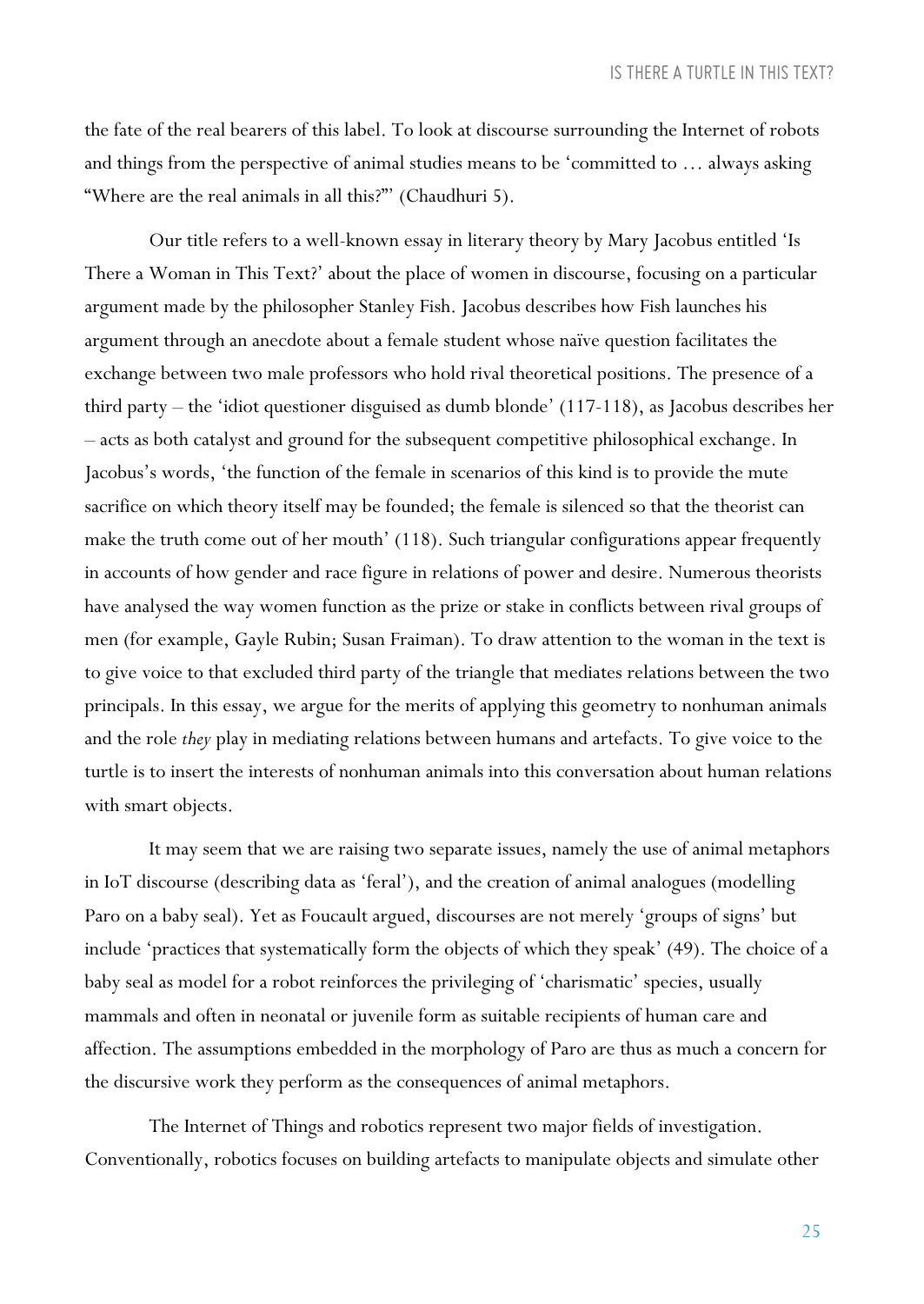the fate of the real bearers of this label. To look at discourse surrounding the Internet of robots and things from the perspective of animal studies means to be 'committed to … always asking "Where are the real animals in all this?"' (Chaudhuri 5).

Our title refers to a well-known essay in literary theory by Mary Jacobus entitled 'Is There a Woman in This Text?' about the place of women in discourse, focusing on a particular argument made by the philosopher Stanley Fish. Jacobus describes how Fish launches his argument through an anecdote about a female student whose naïve question facilitates the exchange between two male professors who hold rival theoretical positions. The presence of a third party – the 'idiot questioner disguised as dumb blonde' (117-118), as Jacobus describes her – acts as both catalyst and ground for the subsequent competitive philosophical exchange. In Jacobus's words, 'the function of the female in scenarios of this kind is to provide the mute sacrifice on which theory itself may be founded; the female is silenced so that the theorist can make the truth come out of her mouth' (118). Such triangular configurations appear frequently in accounts of how gender and race figure in relations of power and desire. Numerous theorists have analysed the way women function as the prize or stake in conflicts between rival groups of men (for example, Gayle Rubin; Susan Fraiman). To draw attention to the woman in the text is to give voice to that excluded third party of the triangle that mediates relations between the two principals. In this essay, we argue for the merits of applying this geometry to nonhuman animals and the role *they* play in mediating relations between humans and artefacts. To give voice to the turtle is to insert the interests of nonhuman animals into this conversation about human relations with smart objects.

It may seem that we are raising two separate issues, namely the use of animal metaphors in IoT discourse (describing data as 'feral'), and the creation of animal analogues (modelling Paro on a baby seal). Yet as Foucault argued, discourses are not merely 'groups of signs' but include 'practices that systematically form the objects of which they speak' (49). The choice of a baby seal as model for a robot reinforces the privileging of 'charismatic' species, usually mammals and often in neonatal or juvenile form as suitable recipients of human care and affection. The assumptions embedded in the morphology of Paro are thus as much a concern for the discursive work they perform as the consequences of animal metaphors.

The Internet of Things and robotics represent two major fields of investigation. Conventionally, robotics focuses on building artefacts to manipulate objects and simulate other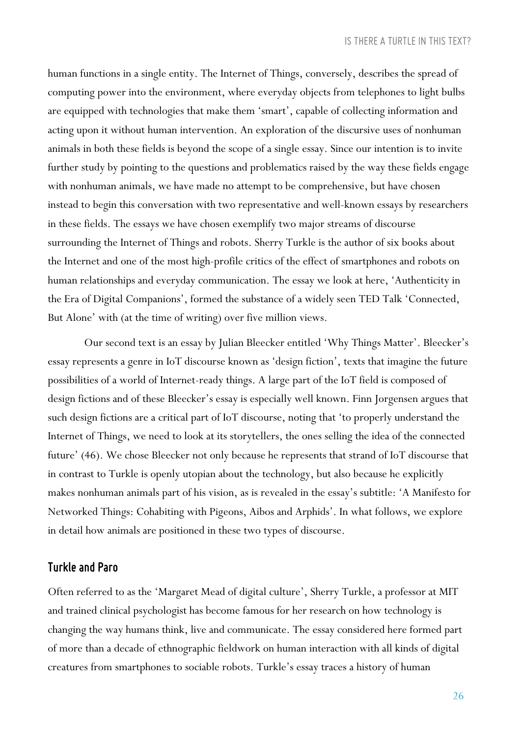human functions in a single entity. The Internet of Things, conversely, describes the spread of computing power into the environment, where everyday objects from telephones to light bulbs are equipped with technologies that make them 'smart', capable of collecting information and acting upon it without human intervention. An exploration of the discursive uses of nonhuman animals in both these fields is beyond the scope of a single essay. Since our intention is to invite further study by pointing to the questions and problematics raised by the way these fields engage with nonhuman animals, we have made no attempt to be comprehensive, but have chosen instead to begin this conversation with two representative and well-known essays by researchers in these fields. The essays we have chosen exemplify two major streams of discourse surrounding the Internet of Things and robots. Sherry Turkle is the author of six books about the Internet and one of the most high-profile critics of the effect of smartphones and robots on human relationships and everyday communication. The essay we look at here, 'Authenticity in the Era of Digital Companions', formed the substance of a widely seen TED Talk 'Connected, But Alone' with (at the time of writing) over five million views.

Our second text is an essay by Julian Bleecker entitled 'Why Things Matter'. Bleecker's essay represents a genre in IoT discourse known as 'design fiction', texts that imagine the future possibilities of a world of Internet-ready things. A large part of the IoT field is composed of design fictions and of these Bleecker's essay is especially well known. Finn Jorgensen argues that such design fictions are a critical part of IoT discourse, noting that 'to properly understand the Internet of Things, we need to look at its storytellers, the ones selling the idea of the connected future' (46). We chose Bleecker not only because he represents that strand of IoT discourse that in contrast to Turkle is openly utopian about the technology, but also because he explicitly makes nonhuman animals part of his vision, as is revealed in the essay's subtitle: 'A Manifesto for Networked Things: Cohabiting with Pigeons, Aibos and Arphids'. In what follows, we explore in detail how animals are positioned in these two types of discourse.

## Turkle and Paro

Often referred to as the 'Margaret Mead of digital culture', Sherry Turkle, a professor at MIT and trained clinical psychologist has become famous for her research on how technology is changing the way humans think, live and communicate. The essay considered here formed part of more than a decade of ethnographic fieldwork on human interaction with all kinds of digital creatures from smartphones to sociable robots. Turkle's essay traces a history of human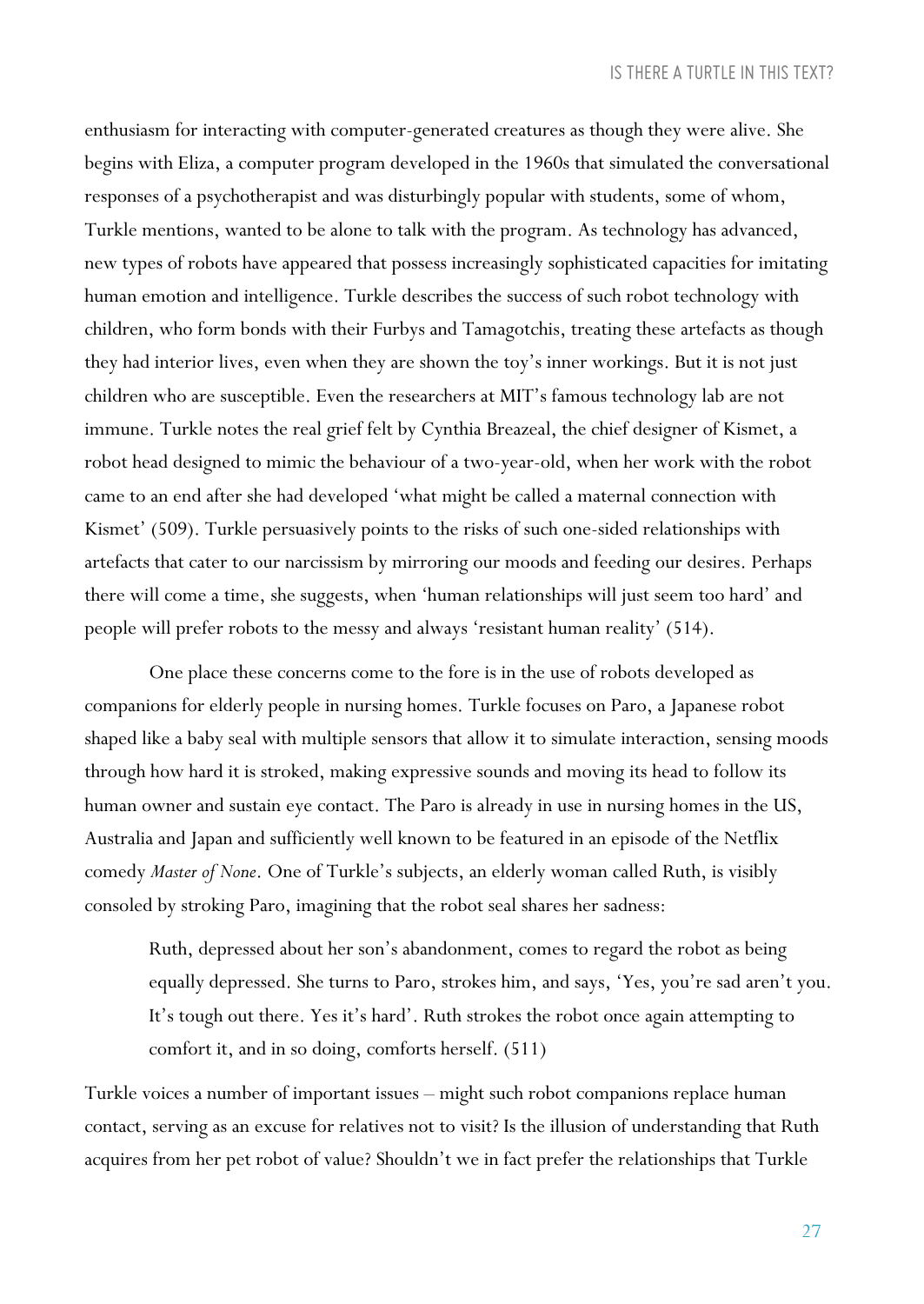enthusiasm for interacting with computer-generated creatures as though they were alive. She begins with Eliza, a computer program developed in the 1960s that simulated the conversational responses of a psychotherapist and was disturbingly popular with students, some of whom, Turkle mentions, wanted to be alone to talk with the program. As technology has advanced, new types of robots have appeared that possess increasingly sophisticated capacities for imitating human emotion and intelligence. Turkle describes the success of such robot technology with children, who form bonds with their Furbys and Tamagotchis, treating these artefacts as though they had interior lives, even when they are shown the toy's inner workings. But it is not just children who are susceptible. Even the researchers at MIT's famous technology lab are not immune. Turkle notes the real grief felt by Cynthia Breazeal, the chief designer of Kismet, a robot head designed to mimic the behaviour of a two-year-old, when her work with the robot came to an end after she had developed 'what might be called a maternal connection with Kismet' (509). Turkle persuasively points to the risks of such one-sided relationships with artefacts that cater to our narcissism by mirroring our moods and feeding our desires. Perhaps there will come a time, she suggests, when 'human relationships will just seem too hard' and people will prefer robots to the messy and always 'resistant human reality' (514).

One place these concerns come to the fore is in the use of robots developed as companions for elderly people in nursing homes. Turkle focuses on Paro, a Japanese robot shaped like a baby seal with multiple sensors that allow it to simulate interaction, sensing moods through how hard it is stroked, making expressive sounds and moving its head to follow its human owner and sustain eye contact. The Paro is already in use in nursing homes in the US, Australia and Japan and sufficiently well known to be featured in an episode of the Netflix comedy *Master of None*. One of Turkle's subjects, an elderly woman called Ruth, is visibly consoled by stroking Paro, imagining that the robot seal shares her sadness:

> Ruth, depressed about her son's abandonment, comes to regard the robot as being equally depressed. She turns to Paro, strokes him, and says, 'Yes, you're sad aren't you. It's tough out there. Yes it's hard'. Ruth strokes the robot once again attempting to comfort it, and in so doing, comforts herself. (511)

Turkle voices a number of important issues – might such robot companions replace human contact, serving as an excuse for relatives not to visit? Is the illusion of understanding that Ruth acquires from her pet robot of value? Shouldn't we in fact prefer the relationships that Turkle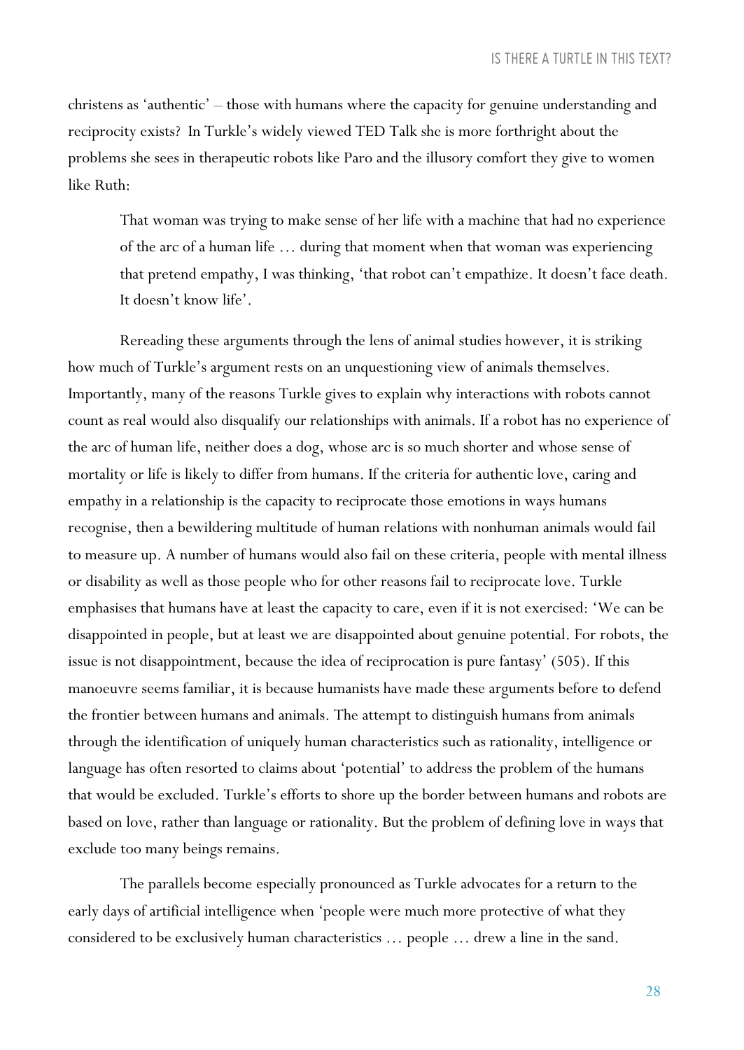christens as 'authentic' – those with humans where the capacity for genuine understanding and reciprocity exists? In Turkle's widely viewed TED Talk she is more forthright about the problems she sees in therapeutic robots like Paro and the illusory comfort they give to women like Ruth:

> That woman was trying to make sense of her life with a machine that had no experience of the arc of a human life … during that moment when that woman was experiencing that pretend empathy, I was thinking, 'that robot can't empathize. It doesn't face death. It doesn't know life'.

Rereading these arguments through the lens of animal studies however, it is striking how much of Turkle's argument rests on an unquestioning view of animals themselves. Importantly, many of the reasons Turkle gives to explain why interactions with robots cannot count as real would also disqualify our relationships with animals. If a robot has no experience of the arc of human life, neither does a dog, whose arc is so much shorter and whose sense of mortality or life is likely to differ from humans. If the criteria for authentic love, caring and empathy in a relationship is the capacity to reciprocate those emotions in ways humans recognise, then a bewildering multitude of human relations with nonhuman animals would fail to measure up. A number of humans would also fail on these criteria, people with mental illness or disability as well as those people who for other reasons fail to reciprocate love. Turkle emphasises that humans have at least the capacity to care, even if it is not exercised: 'We can be disappointed in people, but at least we are disappointed about genuine potential. For robots, the issue is not disappointment, because the idea of reciprocation is pure fantasy' (505). If this manoeuvre seems familiar, it is because humanists have made these arguments before to defend the frontier between humans and animals. The attempt to distinguish humans from animals through the identification of uniquely human characteristics such as rationality, intelligence or language has often resorted to claims about 'potential' to address the problem of the humans that would be excluded. Turkle's efforts to shore up the border between humans and robots are based on love, rather than language or rationality. But the problem of defining love in ways that exclude too many beings remains.

The parallels become especially pronounced as Turkle advocates for a return to the early days of artificial intelligence when 'people were much more protective of what they considered to be exclusively human characteristics … people … drew a line in the sand.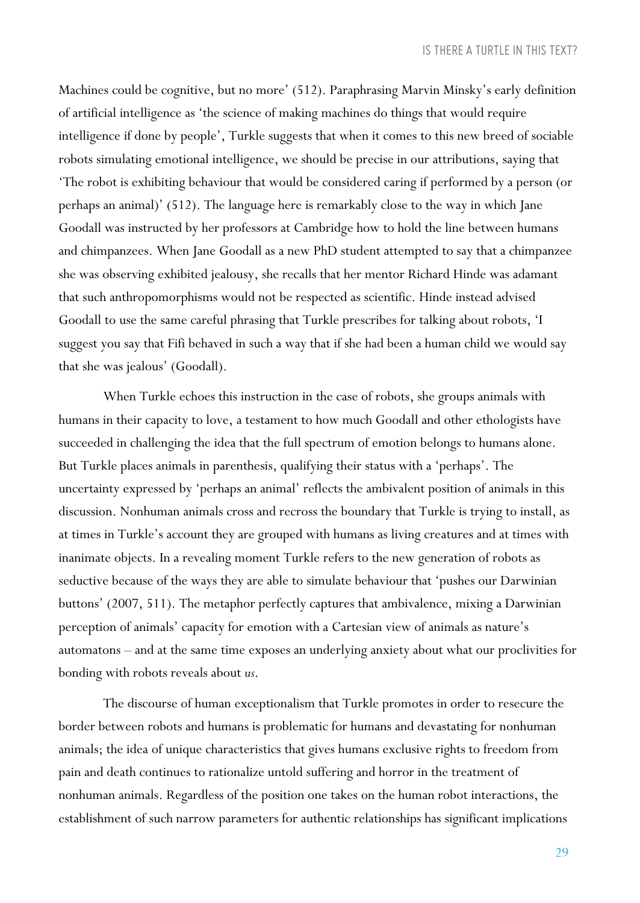Machines could be cognitive, but no more' (512). Paraphrasing Marvin Minsky's early definition of artificial intelligence as 'the science of making machines do things that would require intelligence if done by people', Turkle suggests that when it comes to this new breed of sociable robots simulating emotional intelligence, we should be precise in our attributions, saying that 'The robot is exhibiting behaviour that would be considered caring if performed by a person (or perhaps an animal)' (512). The language here is remarkably close to the way in which Jane Goodall was instructed by her professors at Cambridge how to hold the line between humans and chimpanzees. When Jane Goodall as a new PhD student attempted to say that a chimpanzee she was observing exhibited jealousy, she recalls that her mentor Richard Hinde was adamant that such anthropomorphisms would not be respected as scientific. Hinde instead advised Goodall to use the same careful phrasing that Turkle prescribes for talking about robots, 'I suggest you say that Fifi behaved in such a way that if she had been a human child we would say that she was jealous' (Goodall).

When Turkle echoes this instruction in the case of robots, she groups animals with humans in their capacity to love, a testament to how much Goodall and other ethologists have succeeded in challenging the idea that the full spectrum of emotion belongs to humans alone. But Turkle places animals in parenthesis, qualifying their status with a 'perhaps'. The uncertainty expressed by 'perhaps an animal' reflects the ambivalent position of animals in this discussion. Nonhuman animals cross and recross the boundary that Turkle is trying to install, as at times in Turkle's account they are grouped with humans as living creatures and at times with inanimate objects. In a revealing moment Turkle refers to the new generation of robots as seductive because of the ways they are able to simulate behaviour that 'pushes our Darwinian buttons' (2007, 511). The metaphor perfectly captures that ambivalence, mixing a Darwinian perception of animals' capacity for emotion with a Cartesian view of animals as nature's automatons – and at the same time exposes an underlying anxiety about what our proclivities for bonding with robots reveals about *us*.

The discourse of human exceptionalism that Turkle promotes in order to resecure the border between robots and humans is problematic for humans and devastating for nonhuman animals; the idea of unique characteristics that gives humans exclusive rights to freedom from pain and death continues to rationalize untold suffering and horror in the treatment of nonhuman animals. Regardless of the position one takes on the human robot interactions, the establishment of such narrow parameters for authentic relationships has significant implications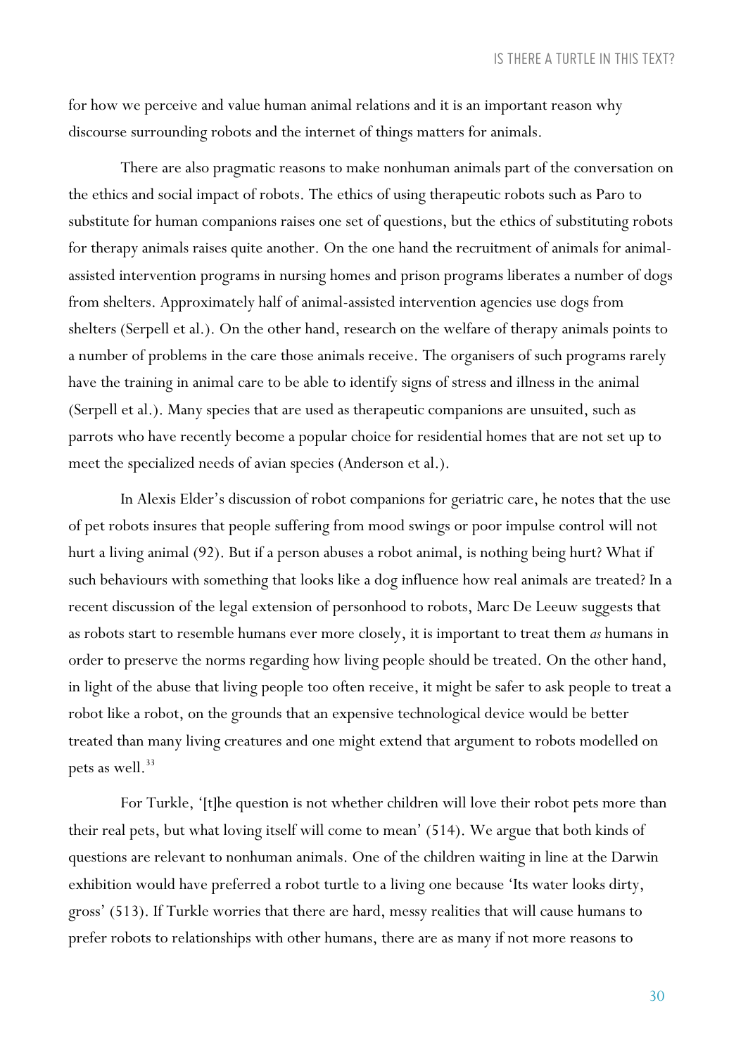for how we perceive and value human animal relations and it is an important reason why discourse surrounding robots and the internet of things matters for animals.

There are also pragmatic reasons to make nonhuman animals part of the conversation on the ethics and social impact of robots. The ethics of using therapeutic robots such as Paro to substitute for human companions raises one set of questions, but the ethics of substituting robots for therapy animals raises quite another. On the one hand the recruitment of animals for animal-assisted intervention programs in nursing homes and prison programs liberates a number of dogs from shelters. Approximately half of animal-assisted intervention agencies use dogs from shelters (Serpell et al.). On the other hand, research on the welfare of therapy animals points to a number of problems in the care those animals receive. The organisers of such programs rarely have the training in animal care to be able to identify signs of stress and illness in the animal (Serpell et al.). Many species that are used as therapeutic companions are unsuited, such as parrots who have recently become a popular choice for residential homes that are not set up to meet the specialized needs of avian species (Anderson et al.).

In Alexis Elder's discussion of robot companions for geriatric care, he notes that the use of pet robots insures that people suffering from mood swings or poor impulse control will not hurt a living animal (92). But if a person abuses a robot animal, is nothing being hurt? What if such behaviours with something that looks like a dog influence how real animals are treated? In a recent discussion of the legal extension of personhood to robots, Marc De Leeuw suggests that as robots start to resemble humans ever more closely, it is important to treat them *as* humans in order to preserve the norms regarding how living people should be treated. On the other hand, in light of the abuse that living people too often receive, it might be safer to ask people to treat a robot like a robot, on the grounds that an expensive technological device would be better treated than many living creatures and one might extend that argument to robots modelled on pets as well.[33]

For Turkle, '[t]he question is not whether children will love their robot pets more than their real pets, but what loving itself will come to mean' (514). We argue that both kinds of questions are relevant to nonhuman animals. One of the children waiting in line at the Darwin exhibition would have preferred a robot turtle to a living one because 'Its water looks dirty, gross' (513). If Turkle worries that there are hard, messy realities that will cause humans to prefer robots to relationships with other humans, there are as many if not more reasons to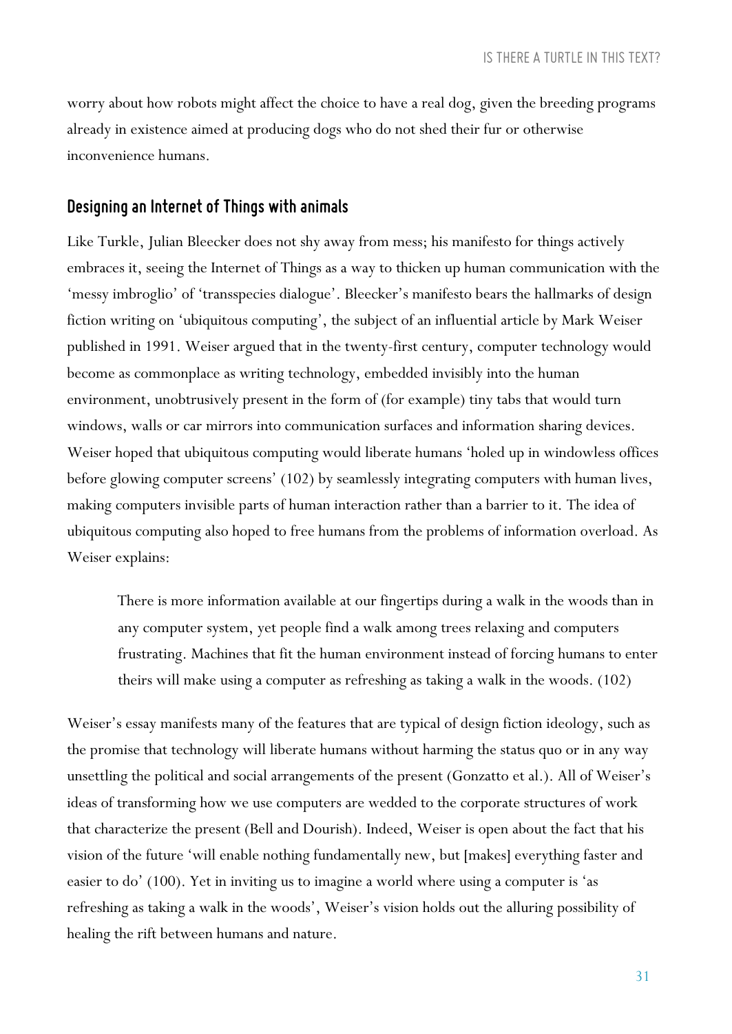worry about how robots might affect the choice to have a real dog, given the breeding programs already in existence aimed at producing dogs who do not shed their fur or otherwise inconvenience humans.

## Designing an Internet of Things with animals

Like Turkle, Julian Bleecker does not shy away from mess; his manifesto for things actively embraces it, seeing the Internet of Things as a way to thicken up human communication with the 'messy imbroglio' of 'transspecies dialogue'. Bleecker's manifesto bears the hallmarks of design fiction writing on 'ubiquitous computing', the subject of an influential article by Mark Weiser published in 1991. Weiser argued that in the twenty-first century, computer technology would become as commonplace as writing technology, embedded invisibly into the human environment, unobtrusively present in the form of (for example) tiny tabs that would turn windows, walls or car mirrors into communication surfaces and information sharing devices. Weiser hoped that ubiquitous computing would liberate humans 'holed up in windowless offices before glowing computer screens' (102) by seamlessly integrating computers with human lives, making computers invisible parts of human interaction rather than a barrier to it. The idea of ubiquitous computing also hoped to free humans from the problems of information overload. As Weiser explains:

> There is more information available at our fingertips during a walk in the woods than in any computer system, yet people find a walk among trees relaxing and computers frustrating. Machines that fit the human environment instead of forcing humans to enter theirs will make using a computer as refreshing as taking a walk in the woods. (102)

Weiser's essay manifests many of the features that are typical of design fiction ideology, such as the promise that technology will liberate humans without harming the status quo or in any way unsettling the political and social arrangements of the present (Gonzatto et al.). All of Weiser's ideas of transforming how we use computers are wedded to the corporate structures of work that characterize the present (Bell and Dourish). Indeed, Weiser is open about the fact that his vision of the future 'will enable nothing fundamentally new, but [makes] everything faster and easier to do' (100). Yet in inviting us to imagine a world where using a computer is 'as refreshing as taking a walk in the woods', Weiser's vision holds out the alluring possibility of healing the rift between humans and nature.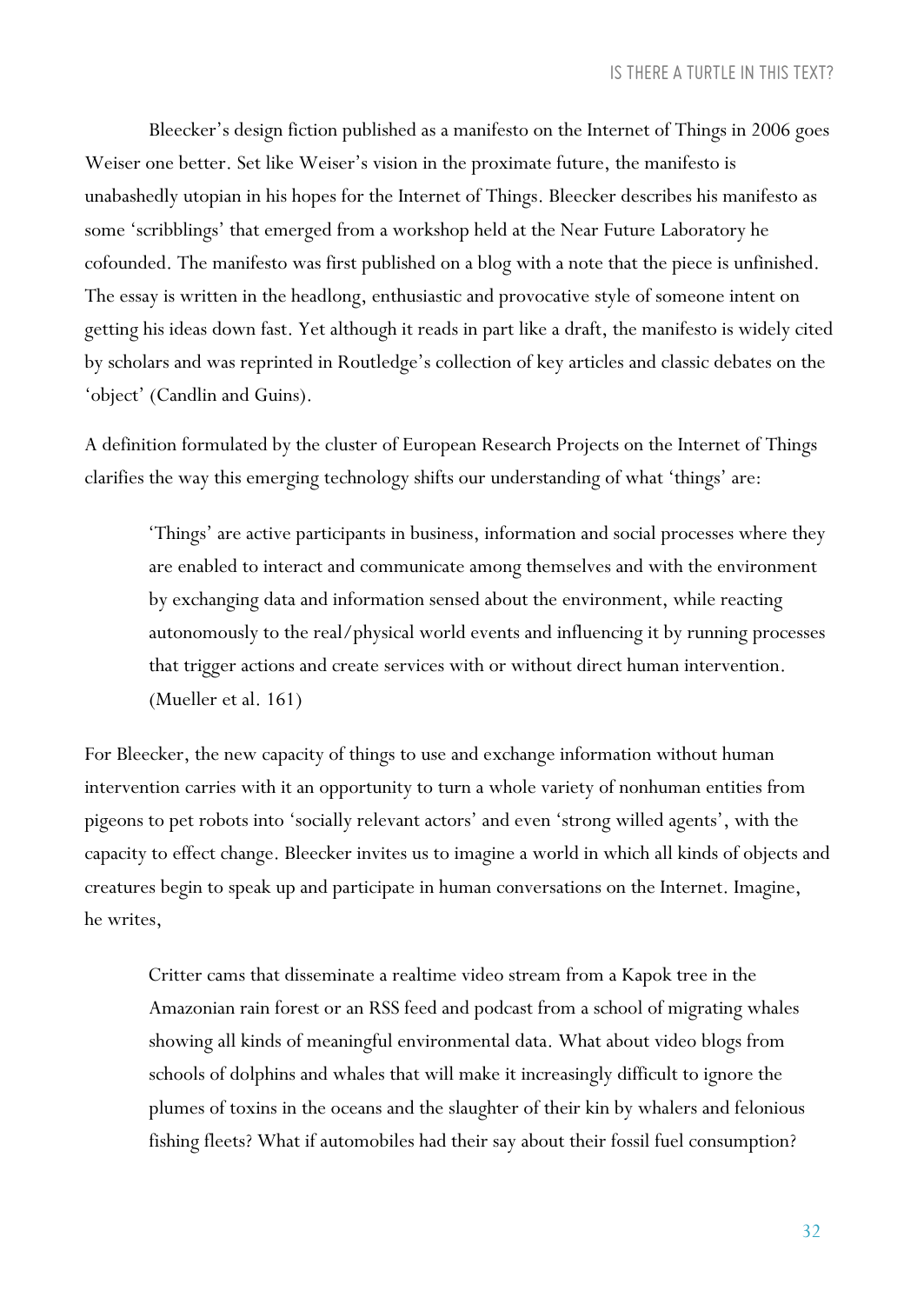Bleecker's design fiction published as a manifesto on the Internet of Things in 2006 goes Weiser one better. Set like Weiser's vision in the proximate future, the manifesto is unabashedly utopian in his hopes for the Internet of Things. Bleecker describes his manifesto as some 'scribblings' that emerged from a workshop held at the Near Future Laboratory he cofounded. The manifesto was first published on a blog with a note that the piece is unfinished. The essay is written in the headlong, enthusiastic and provocative style of someone intent on getting his ideas down fast. Yet although it reads in part like a draft, the manifesto is widely cited by scholars and was reprinted in Routledge's collection of key articles and classic debates on the 'object' (Candlin and Guins).

A definition formulated by the cluster of European Research Projects on the Internet of Things clarifies the way this emerging technology shifts our understanding of what 'things' are:

> 'Things' are active participants in business, information and social processes where they are enabled to interact and communicate among themselves and with the environment by exchanging data and information sensed about the environment, while reacting autonomously to the real/physical world events and influencing it by running processes that trigger actions and create services with or without direct human intervention. (Mueller et al. 161)

For Bleecker, the new capacity of things to use and exchange information without human intervention carries with it an opportunity to turn a whole variety of nonhuman entities from pigeons to pet robots into 'socially relevant actors' and even 'strong willed agents', with the capacity to effect change. Bleecker invites us to imagine a world in which all kinds of objects and creatures begin to speak up and participate in human conversations on the Internet. Imagine, he writes,

> Critter cams that disseminate a realtime video stream from a Kapok tree in the Amazonian rain forest or an RSS feed and podcast from a school of migrating whales showing all kinds of meaningful environmental data. What about video blogs from schools of dolphins and whales that will make it increasingly difficult to ignore the plumes of toxins in the oceans and the slaughter of their kin by whalers and felonious fishing fleets? What if automobiles had their say about their fossil fuel consumption?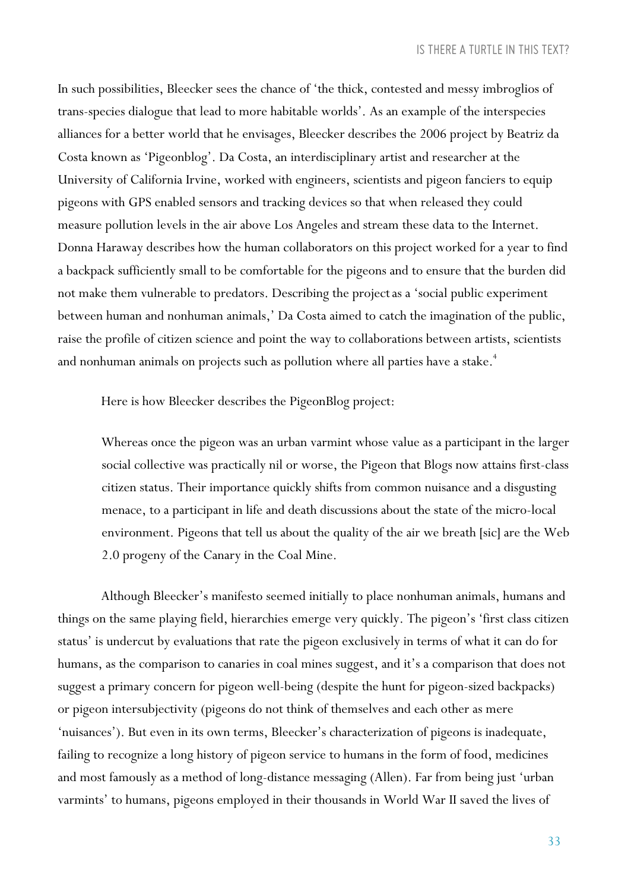In such possibilities, Bleecker sees the chance of 'the thick, contested and messy imbroglios of trans-species dialogue that lead to more habitable worlds'. As an example of the interspecies alliances for a better world that he envisages, Bleecker describes the 2006 project by Beatriz da Costa known as 'Pigeonblog'. Da Costa, an interdisciplinary artist and researcher at the University of California Irvine, worked with engineers, scientists and pigeon fanciers to equip pigeons with GPS enabled sensors and tracking devices so that when released they could measure pollution levels in the air above Los Angeles and stream these data to the Internet. Donna Haraway describes how the human collaborators on this project worked for a year to find a backpack sufficiently small to be comfortable for the pigeons and to ensure that the burden did not make them vulnerable to predators. Describing the project as a 'social public experiment between human and nonhuman animals,' Da Costa aimed to catch the imagination of the public, raise the profile of citizen science and point the way to collaborations between artists, scientists and nonhuman animals on projects such as pollution where all parties have a stake.[4]

Here is how Bleecker describes the PigeonBlog project:

> Whereas once the pigeon was an urban varmint whose value as a participant in the larger social collective was practically nil or worse, the Pigeon that Blogs now attains first-class citizen status. Their importance quickly shifts from common nuisance and a disgusting menace, to a participant in life and death discussions about the state of the micro-local environment. Pigeons that tell us about the quality of the air we breath [sic] are the Web 2.0 progeny of the Canary in the Coal Mine.

Although Bleecker's manifesto seemed initially to place nonhuman animals, humans and things on the same playing field, hierarchies emerge very quickly. The pigeon's 'first class citizen status' is undercut by evaluations that rate the pigeon exclusively in terms of what it can do for humans, as the comparison to canaries in coal mines suggest, and it's a comparison that does not suggest a primary concern for pigeon well-being (despite the hunt for pigeon-sized backpacks) or pigeon intersubjectivity (pigeons do not think of themselves and each other as mere 'nuisances'). But even in its own terms, Bleecker's characterization of pigeons is inadequate, failing to recognize a long history of pigeon service to humans in the form of food, medicines and most famously as a method of long-distance messaging (Allen). Far from being just 'urban varmints' to humans, pigeons employed in their thousands in World War II saved the lives of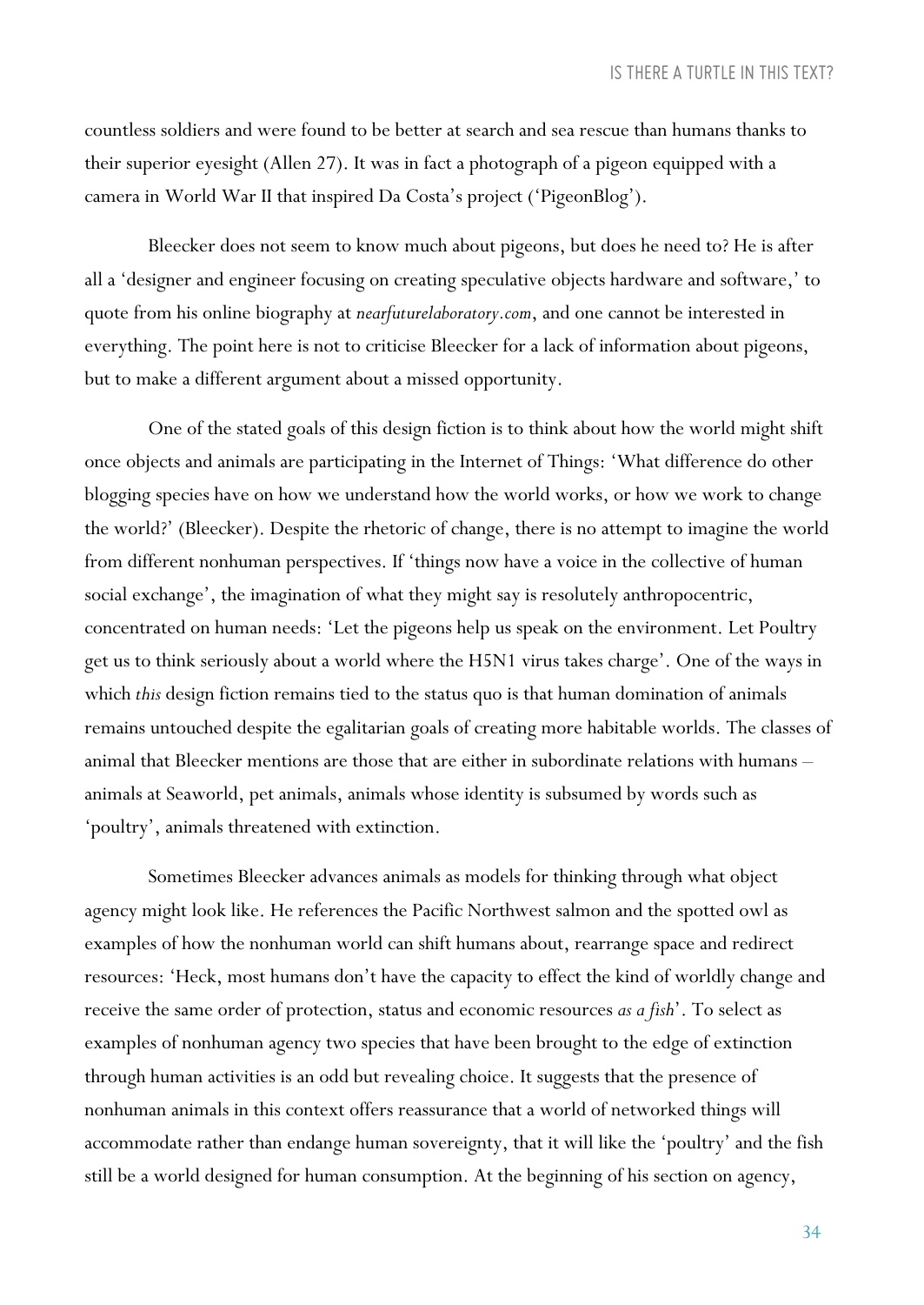countless soldiers and were found to be better at search and sea rescue than humans thanks to their superior eyesight (Allen 27). It was in fact a photograph of a pigeon equipped with a camera in World War II that inspired Da Costa's project ('PigeonBlog').

Bleecker does not seem to know much about pigeons, but does he need to? He is after all a 'designer and engineer focusing on creating speculative objects hardware and software,' to quote from his online biography at *nearfuturelaboratory.com*, and one cannot be interested in everything. The point here is not to criticise Bleecker for a lack of information about pigeons, but to make a different argument about a missed opportunity.

One of the stated goals of this design fiction is to think about how the world might shift once objects and animals are participating in the Internet of Things: 'What difference do other blogging species have on how we understand how the world works, or how we work to change the world?' (Bleecker). Despite the rhetoric of change, there is no attempt to imagine the world from different nonhuman perspectives. If 'things now have a voice in the collective of human social exchange', the imagination of what they might say is resolutely anthropocentric, concentrated on human needs: 'Let the pigeons help us speak on the environment. Let Poultry get us to think seriously about a world where the H5N1 virus takes charge'. One of the ways in which *this* design fiction remains tied to the status quo is that human domination of animals remains untouched despite the egalitarian goals of creating more habitable worlds. The classes of animal that Bleecker mentions are those that are either in subordinate relations with humans – animals at Seaworld, pet animals, animals whose identity is subsumed by words such as 'poultry', animals threatened with extinction.

Sometimes Bleecker advances animals as models for thinking through what object agency might look like. He references the Pacific Northwest salmon and the spotted owl as examples of how the nonhuman world can shift humans about, rearrange space and redirect resources: 'Heck, most humans don't have the capacity to effect the kind of worldly change and receive the same order of protection, status and economic resources *as a fish*'. To select as examples of nonhuman agency two species that have been brought to the edge of extinction through human activities is an odd but revealing choice. It suggests that the presence of nonhuman animals in this context offers reassurance that a world of networked things will accommodate rather than endange human sovereignty, that it will like the 'poultry' and the fish still be a world designed for human consumption. At the beginning of his section on agency,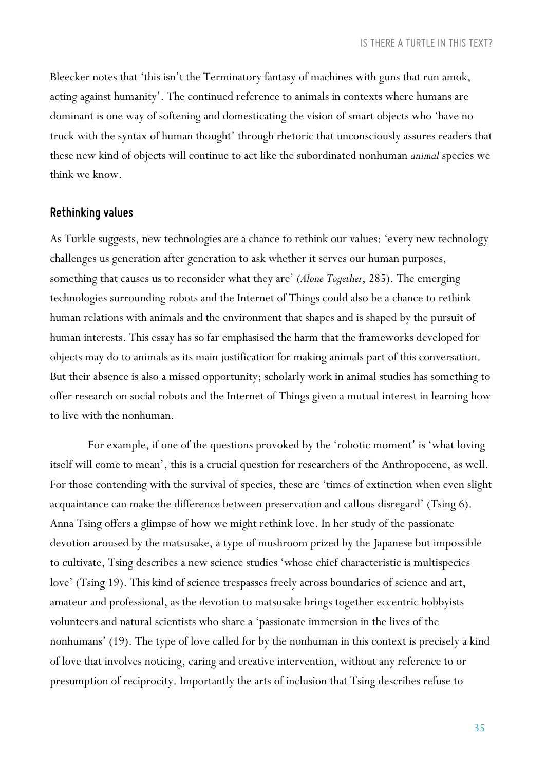Bleecker notes that 'this isn't the Terminatory fantasy of machines with guns that run amok, acting against humanity'. The continued reference to animals in contexts where humans are dominant is one way of softening and domesticating the vision of smart objects who 'have no truck with the syntax of human thought' through rhetoric that unconsciously assures readers that these new kind of objects will continue to act like the subordinated nonhuman *animal* species we think we know.

## Rethinking values

As Turkle suggests, new technologies are a chance to rethink our values: 'every new technology challenges us generation after generation to ask whether it serves our human purposes, something that causes us to reconsider what they are' (*Alone Together*, 285). The emerging technologies surrounding robots and the Internet of Things could also be a chance to rethink human relations with animals and the environment that shapes and is shaped by the pursuit of human interests. This essay has so far emphasised the harm that the frameworks developed for objects may do to animals as its main justification for making animals part of this conversation. But their absence is also a missed opportunity; scholarly work in animal studies has something to offer research on social robots and the Internet of Things given a mutual interest in learning how to live with the nonhuman.

For example, if one of the questions provoked by the 'robotic moment' is 'what loving itself will come to mean', this is a crucial question for researchers of the Anthropocene, as well. For those contending with the survival of species, these are 'times of extinction when even slight acquaintance can make the difference between preservation and callous disregard' (Tsing 6). Anna Tsing offers a glimpse of how we might rethink love. In her study of the passionate devotion aroused by the matsusake, a type of mushroom prized by the Japanese but impossible to cultivate, Tsing describes a new science studies 'whose chief characteristic is multispecies love' (Tsing 19). This kind of science trespasses freely across boundaries of science and art, amateur and professional, as the devotion to matsusake brings together eccentric hobbyists volunteers and natural scientists who share a 'passionate immersion in the lives of the nonhumans' (19). The type of love called for by the nonhuman in this context is precisely a kind of love that involves noticing, caring and creative intervention, without any reference to or presumption of reciprocity. Importantly the arts of inclusion that Tsing describes refuse to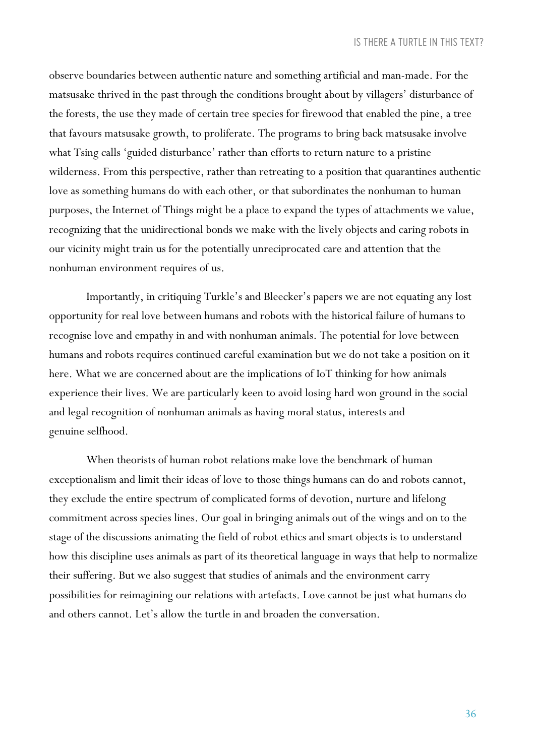observe boundaries between authentic nature and something artificial and man-made. For the matsusake thrived in the past through the conditions brought about by villagers' disturbance of the forests, the use they made of certain tree species for firewood that enabled the pine, a tree that favours matsusake growth, to proliferate. The programs to bring back matsusake involve what Tsing calls 'guided disturbance' rather than efforts to return nature to a pristine wilderness. From this perspective, rather than retreating to a position that quarantines authentic love as something humans do with each other, or that subordinates the nonhuman to human purposes, the Internet of Things might be a place to expand the types of attachments we value, recognizing that the unidirectional bonds we make with the lively objects and caring robots in our vicinity might train us for the potentially unreciprocated care and attention that the nonhuman environment requires of us.

Importantly, in critiquing Turkle's and Bleecker's papers we are not equating any lost opportunity for real love between humans and robots with the historical failure of humans to recognise love and empathy in and with nonhuman animals. The potential for love between humans and robots requires continued careful examination but we do not take a position on it here. What we are concerned about are the implications of IoT thinking for how animals experience their lives. We are particularly keen to avoid losing hard won ground in the social and legal recognition of nonhuman animals as having moral status, interests and genuine selfhood.

When theorists of human robot relations make love the benchmark of human exceptionalism and limit their ideas of love to those things humans can do and robots cannot, they exclude the entire spectrum of complicated forms of devotion, nurture and lifelong commitment across species lines. Our goal in bringing animals out of the wings and on to the stage of the discussions animating the field of robot ethics and smart objects is to understand how this discipline uses animals as part of its theoretical language in ways that help to normalize their suffering. But we also suggest that studies of animals and the environment carry possibilities for reimagining our relations with artefacts. Love cannot be just what humans do and others cannot. Let's allow the turtle in and broaden the conversation.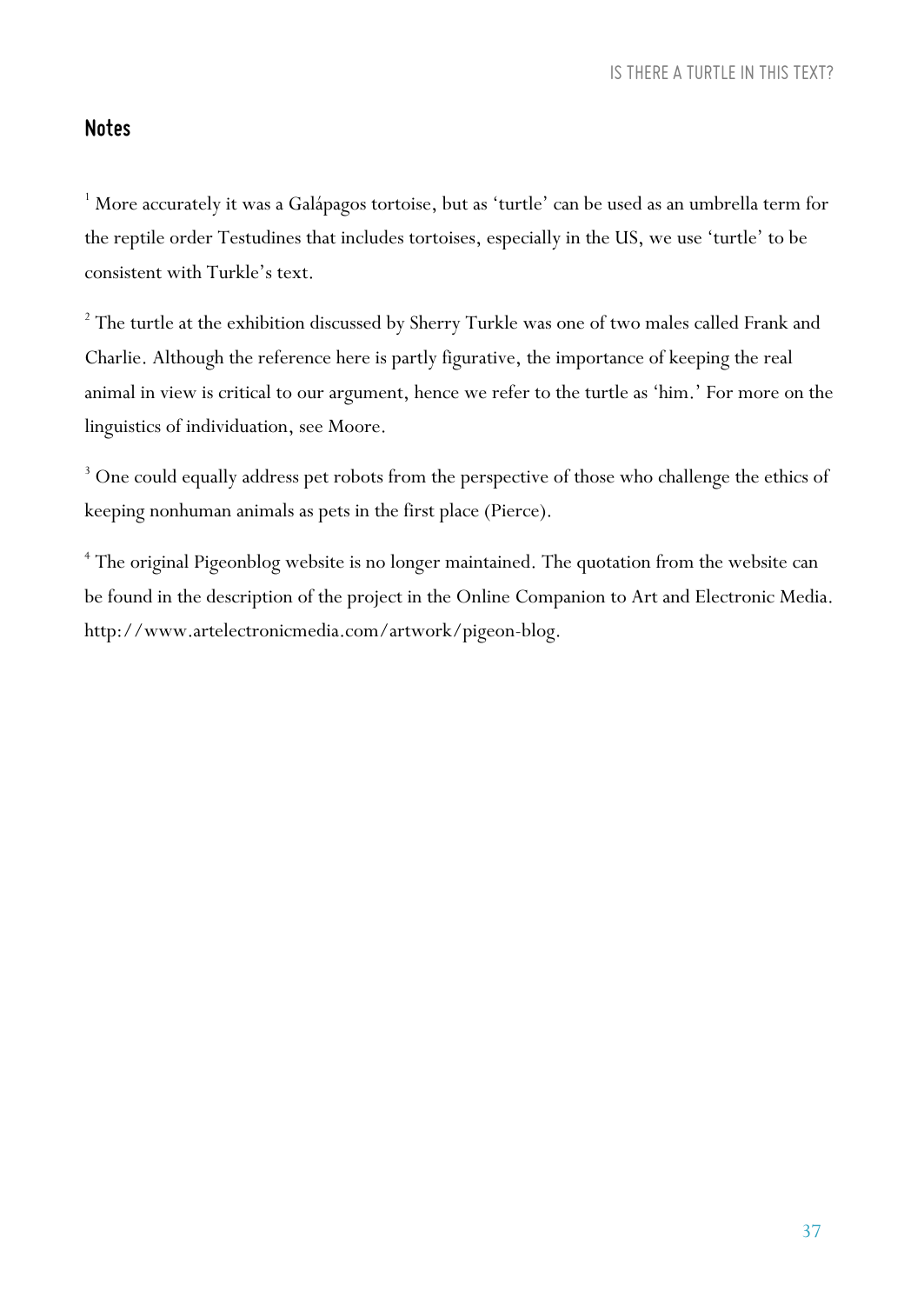## Notes

[1] More accurately it was a Galápagos tortoise, but as 'turtle' can be used as an umbrella term for the reptile order Testudines that includes tortoises, especially in the US, we use 'turtle' to be consistent with Turkle's text.

[2] The turtle at the exhibition discussed by Sherry Turkle was one of two males called Frank and Charlie. Although the reference here is partly figurative, the importance of keeping the real animal in view is critical to our argument, hence we refer to the turtle as 'him.' For more on the linguistics of individuation, see Moore.

[3] One could equally address pet robots from the perspective of those who challenge the ethics of keeping nonhuman animals as pets in the first place (Pierce).

[4] The original Pigeonblog website is no longer maintained. The quotation from the website can be found in the description of the project in the Online Companion to Art and Electronic Media. http://www.artelectronicmedia.com/artwork/pigeon-blog.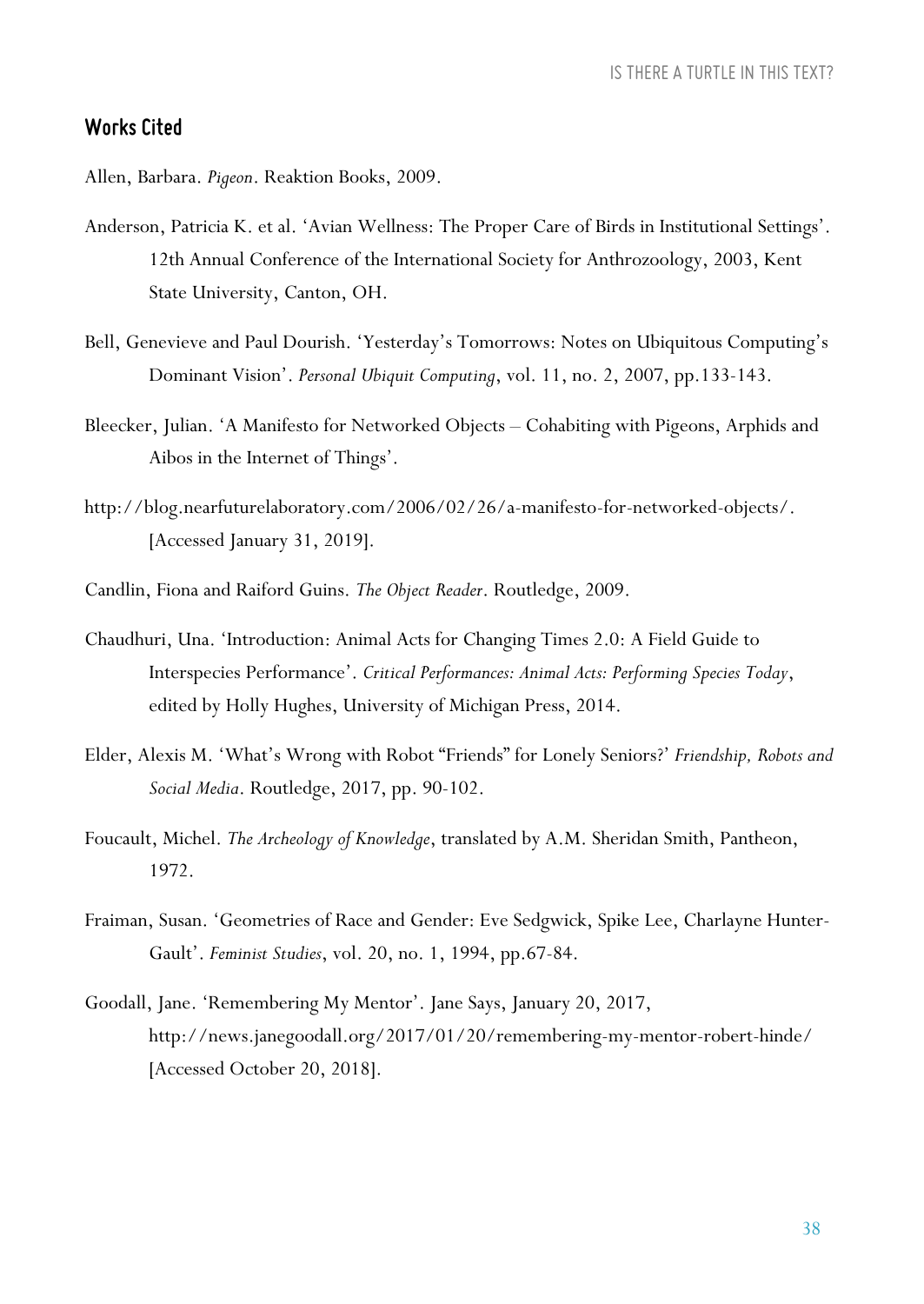## Works Cited

Allen, Barbara. *Pigeon*. Reaktion Books, 2009.

Anderson, Patricia K. et al. 'Avian Wellness: The Proper Care of Birds in Institutional Settings'. 12th Annual Conference of the International Society for Anthrozoology, 2003, Kent State University, Canton, OH.

Bell, Genevieve and Paul Dourish. 'Yesterday's Tomorrows: Notes on Ubiquitous Computing's Dominant Vision'. *Personal Ubiquit Computing*, vol. 11, no. 2, 2007, pp.133-143.

Bleecker, Julian. 'A Manifesto for Networked Objects – Cohabiting with Pigeons, Arphids and Aibos in the Internet of Things'.

http://blog.nearfuturelaboratory.com/2006/02/26/a-manifesto-for-networked-objects/. [Accessed January 31, 2019].

Candlin, Fiona and Raiford Guins. *The Object Reader*. Routledge, 2009.

Chaudhuri, Una. 'Introduction: Animal Acts for Changing Times 2.0: A Field Guide to Interspecies Performance'. *Critical Performances: Animal Acts: Performing Species Today*, edited by Holly Hughes, University of Michigan Press, 2014.

Elder, Alexis M. 'What's Wrong with Robot "Friends" for Lonely Seniors?' *Friendship, Robots and Social Media*. Routledge, 2017, pp. 90-102.

Foucault, Michel. *The Archeology of Knowledge*, translated by A.M. Sheridan Smith, Pantheon, 1972.

Fraiman, Susan. 'Geometries of Race and Gender: Eve Sedgwick, Spike Lee, Charlayne Hunter-Gault'. *Feminist Studies*, vol. 20, no. 1, 1994, pp.67-84.

Goodall, Jane. 'Remembering My Mentor'. Jane Says, January 20, 2017, http://news.janegoodall.org/2017/01/20/remembering-my-mentor-robert-hinde/ [Accessed October 20, 2018].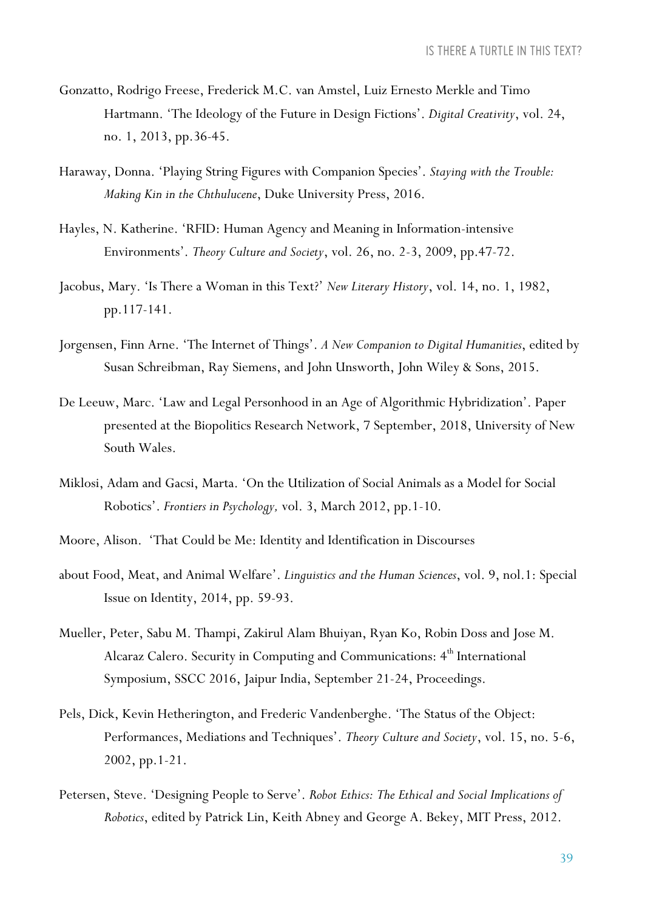Gonzatto, Rodrigo Freese, Frederick M.C. van Amstel, Luiz Ernesto Merkle and Timo Hartmann. 'The Ideology of the Future in Design Fictions'. *Digital Creativity*, vol. 24, no. 1, 2013, pp.36-45.

Haraway, Donna. 'Playing String Figures with Companion Species'. *Staying with the Trouble: Making Kin in the Chthulucene*, Duke University Press, 2016.

Hayles, N. Katherine. 'RFID: Human Agency and Meaning in Information-intensive Environments'. *Theory Culture and Society*, vol. 26, no. 2-3, 2009, pp.47-72.

Jacobus, Mary. 'Is There a Woman in this Text?' *New Literary History*, vol. 14, no. 1, 1982, pp.117-141.

Jorgensen, Finn Arne. 'The Internet of Things'. *A New Companion to Digital Humanities*, edited by Susan Schreibman, Ray Siemens, and John Unsworth, John Wiley & Sons, 2015.

De Leeuw, Marc. 'Law and Legal Personhood in an Age of Algorithmic Hybridization'. Paper presented at the Biopolitics Research Network, 7 September, 2018, University of New South Wales.

Miklosi, Adam and Gacsi, Marta. 'On the Utilization of Social Animals as a Model for Social Robotics'. *Frontiers in Psychology,* vol. 3, March 2012, pp.1-10.

Moore, Alison. 'That Could be Me: Identity and Identification in Discourses

about Food, Meat, and Animal Welfare'. *Linguistics and the Human Sciences*, vol. 9, nol.1: Special Issue on Identity, 2014, pp. 59-93.

Mueller, Peter, Sabu M. Thampi, Zakirul Alam Bhuiyan, Ryan Ko, Robin Doss and Jose M. Alcaraz Calero. Security in Computing and Communications: 4th International Symposium, SSCC 2016, Jaipur India, September 21-24, Proceedings.

Pels, Dick, Kevin Hetherington, and Frederic Vandenberghe. 'The Status of the Object: Performances, Mediations and Techniques'. *Theory Culture and Society*, vol. 15, no. 5-6, 2002, pp.1-21.

Petersen, Steve. 'Designing People to Serve'. *Robot Ethics: The Ethical and Social Implications of Robotics*, edited by Patrick Lin, Keith Abney and George A. Bekey, MIT Press, 2012.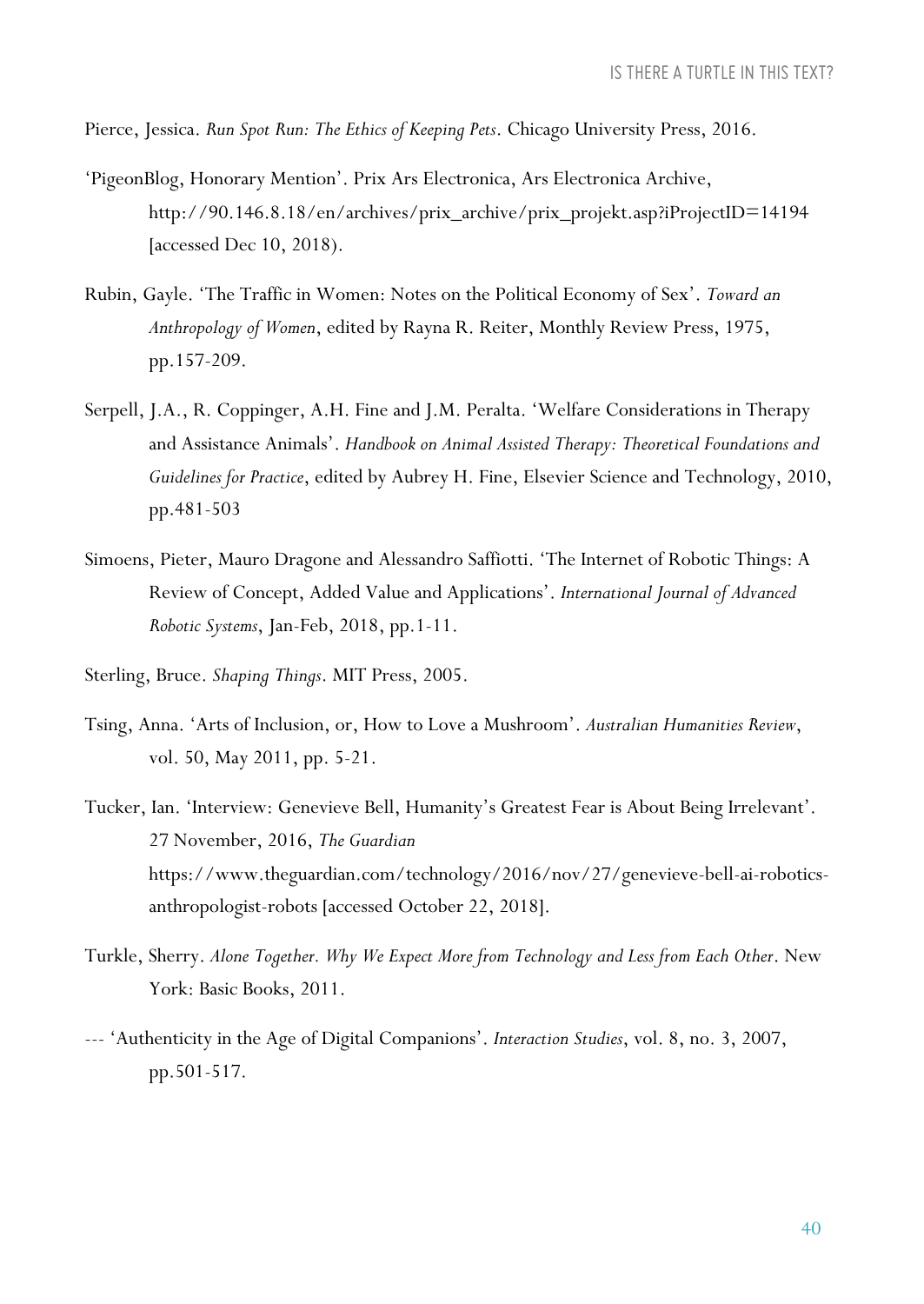Pierce, Jessica. *Run Spot Run: The Ethics of Keeping Pets*. Chicago University Press, 2016.

'PigeonBlog, Honorary Mention'. Prix Ars Electronica, Ars Electronica Archive, http://90.146.8.18/en/archives/prix_archive/prix_projekt.asp?iProjectID=14194 [accessed Dec 10, 2018).

Rubin, Gayle. 'The Traffic in Women: Notes on the Political Economy of Sex'. *Toward an Anthropology of Women*, edited by Rayna R. Reiter, Monthly Review Press, 1975, pp.157-209.

Serpell, J.A., R. Coppinger, A.H. Fine and J.M. Peralta. 'Welfare Considerations in Therapy and Assistance Animals'. *Handbook on Animal Assisted Therapy: Theoretical Foundations and Guidelines for Practice*, edited by Aubrey H. Fine, Elsevier Science and Technology, 2010, pp.481-503

Simoens, Pieter, Mauro Dragone and Alessandro Saffiotti. 'The Internet of Robotic Things: A Review of Concept, Added Value and Applications'. *International Journal of Advanced Robotic Systems*, Jan-Feb, 2018, pp.1-11.

Sterling, Bruce. *Shaping Things*. MIT Press, 2005.

Tsing, Anna. 'Arts of Inclusion, or, How to Love a Mushroom'. *Australian Humanities Review*, vol. 50, May 2011, pp. 5-21.

Tucker, Ian. 'Interview: Genevieve Bell, Humanity's Greatest Fear is About Being Irrelevant'. 27 November, 2016, *The Guardian* https://www.theguardian.com/technology/2016/nov/27/genevieve-bell-ai-robotics-anthropologist-robots [accessed October 22, 2018].

Turkle, Sherry. *Alone Together. Why We Expect More from Technology and Less from Each Other*. New York: Basic Books, 2011.

--- 'Authenticity in the Age of Digital Companions'. *Interaction Studies*, vol. 8, no. 3, 2007, pp.501-517.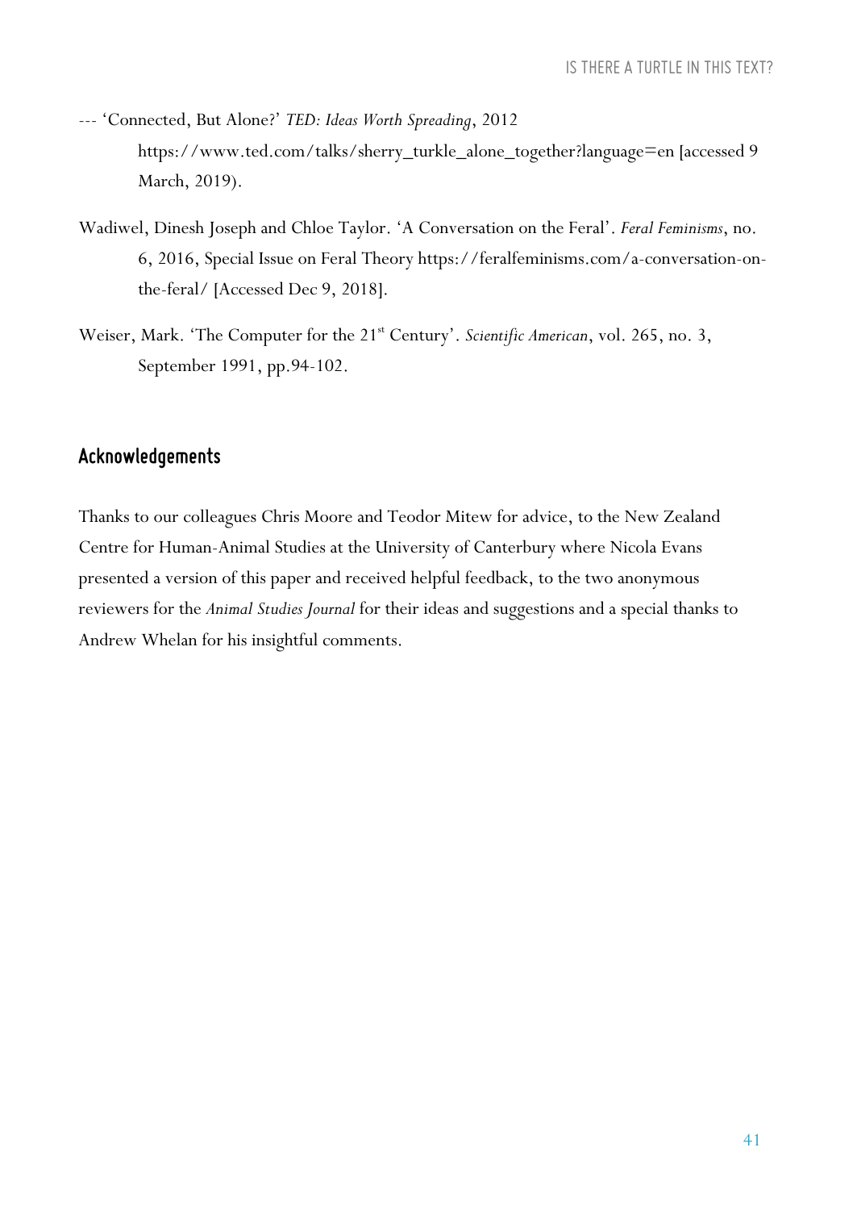--- 'Connected, But Alone?' *TED: Ideas Worth Spreading*, 2012 https://www.ted.com/talks/sherry_turkle_alone_together?language=en [accessed 9 March, 2019).

Wadiwel, Dinesh Joseph and Chloe Taylor. 'A Conversation on the Feral'. *Feral Feminisms*, no. 6, 2016, Special Issue on Feral Theory https://feralfeminisms.com/a-conversation-on-the-feral/ [Accessed Dec 9, 2018].

Weiser, Mark. 'The Computer for the 21st Century'. *Scientific American*, vol. 265, no. 3, September 1991, pp.94-102.

## Acknowledgements

Thanks to our colleagues Chris Moore and Teodor Mitew for advice, to the New Zealand Centre for Human-Animal Studies at the University of Canterbury where Nicola Evans presented a version of this paper and received helpful feedback, to the two anonymous reviewers for the *Animal Studies Journal* for their ideas and suggestions and a special thanks to Andrew Whelan for his insightful comments.